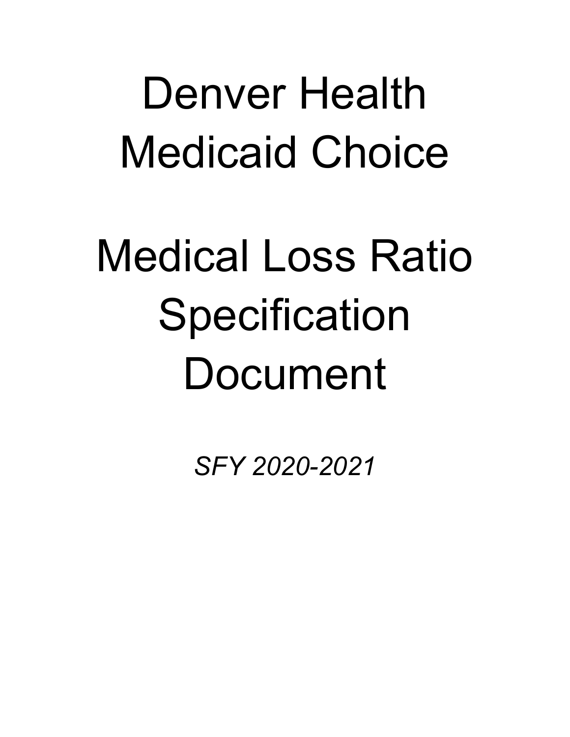# Denver Health Medicaid Choice

# Medical Loss Ratio Specification Document

*SFY 2020-2021*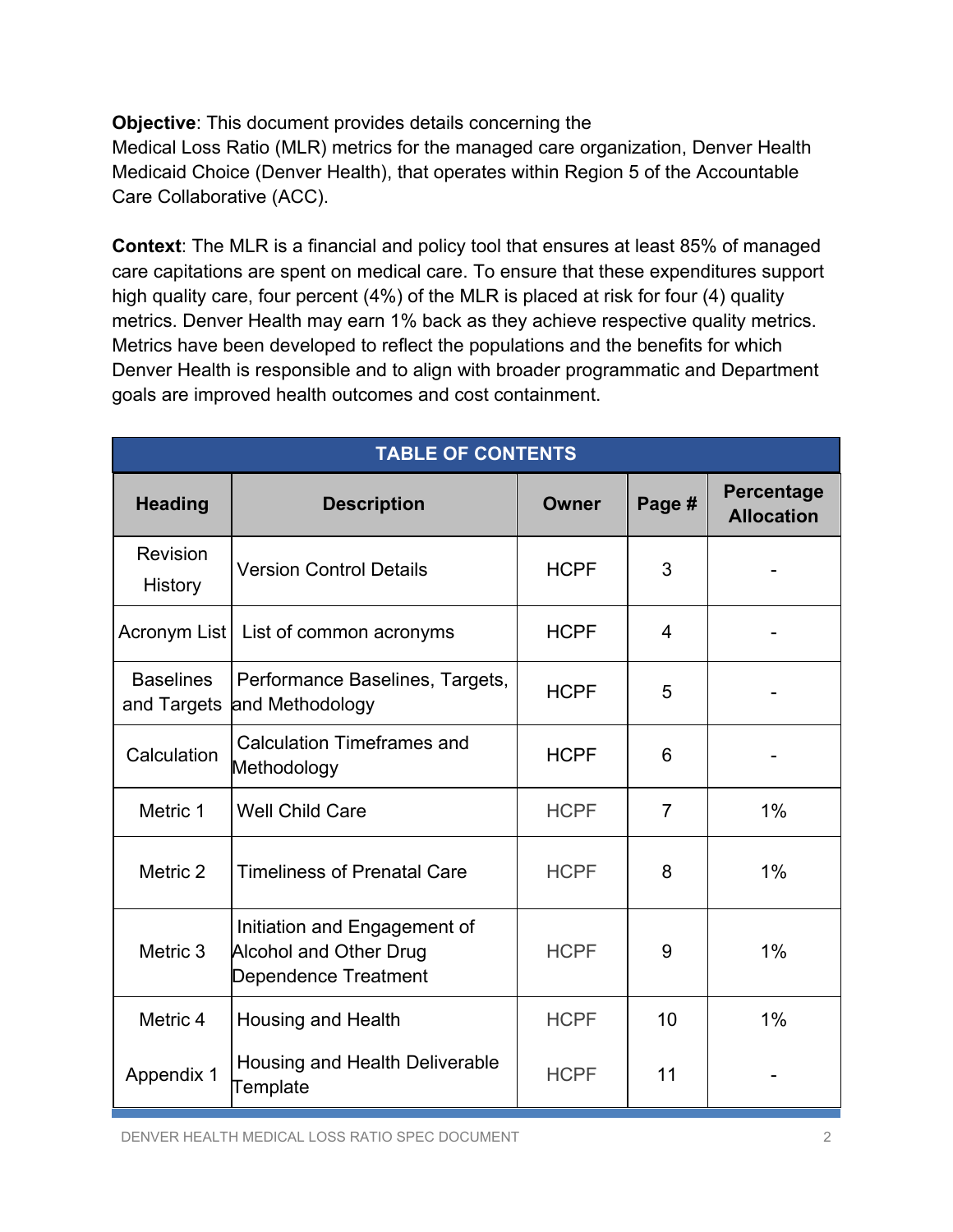**Objective**: This document provides details concerning the Medical Loss Ratio (MLR) metrics for the managed care organization, Denver Health Medicaid Choice (Denver Health), that operates within Region 5 of the Accountable Care Collaborative (ACC).

**Context**: The MLR is a financial and policy tool that ensures at least 85% of managed care capitations are spent on medical care. To ensure that these expenditures support high quality care, four percent (4%) of the MLR is placed at risk for four (4) quality metrics. Denver Health may earn 1% back as they achieve respective quality metrics. Metrics have been developed to reflect the populations and the benefits for which Denver Health is responsible and to align with broader programmatic and Department goals are improved health outcomes and cost containment.

| TABLE OF CONTENTS | | | | |
|---|---|---|---|---|
| **Heading** | **Description** | **Owner** | **Page #** | **Percentage Allocation** |
| Revision History | Version Control Details | HCPF | 3 | - |
| Acronym List | List of common acronyms | HCPF | 4 | - |
| Baselines and Targets | Performance Baselines, Targets, and Methodology | HCPF | 5 | - |
| Calculation | Calculation Timeframes and Methodology | HCPF | 6 | - |
| Metric 1 | Well Child Care | HCPF | 7 | 1% |
| Metric 2 | Timeliness of Prenatal Care | HCPF | 8 | 1% |
| Metric 3 | Initiation and Engagement of Alcohol and Other Drug Dependence Treatment | HCPF | 9 | 1% |
| Metric 4 | Housing and Health | HCPF | 10 | 1% |
| Appendix 1 | Housing and Health Deliverable Template | HCPF | 11 | - |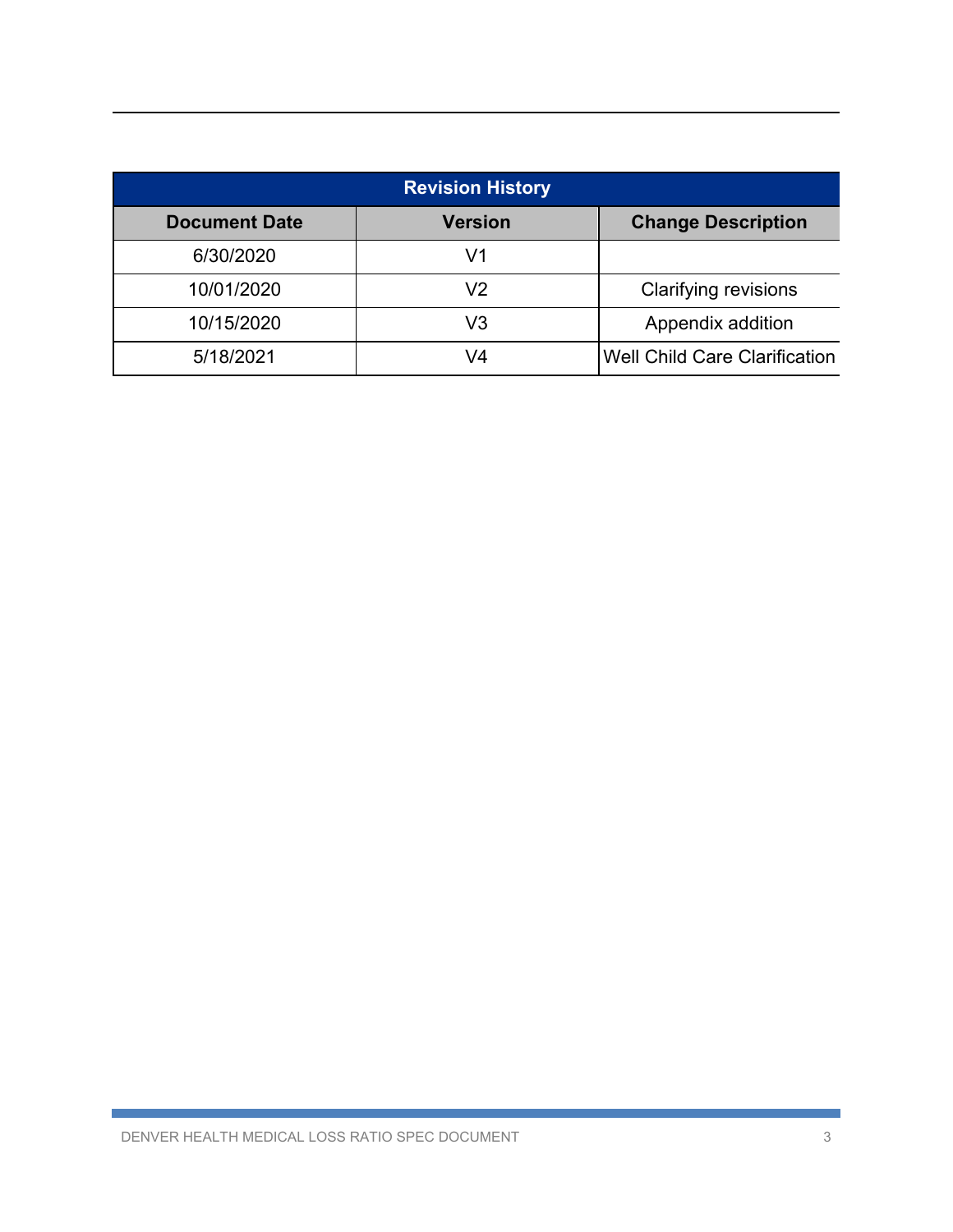| Revision History | | |
|---|---|---|
| **Document Date** | **Version** | **Change Description** |
| 6/30/2020 | V1 | |
| 10/01/2020 | V2 | Clarifying revisions |
| 10/15/2020 | V3 | Appendix addition |
| 5/18/2021 | V4 | Well Child Care Clarification |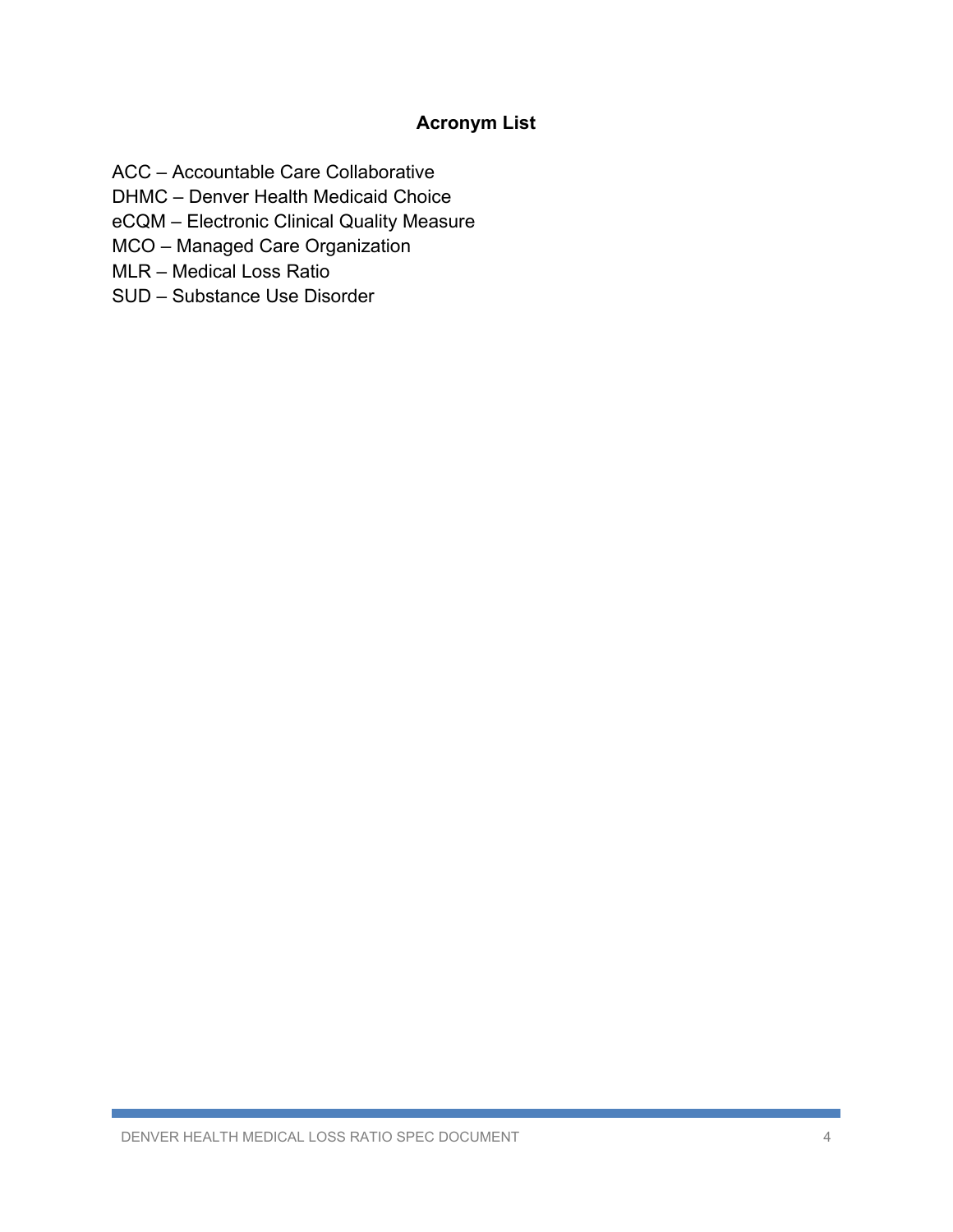## Acronym List

ACC – Accountable Care Collaborative
DHMC – Denver Health Medicaid Choice
eCQM – Electronic Clinical Quality Measure
MCO – Managed Care Organization
MLR – Medical Loss Ratio
SUD – Substance Use Disorder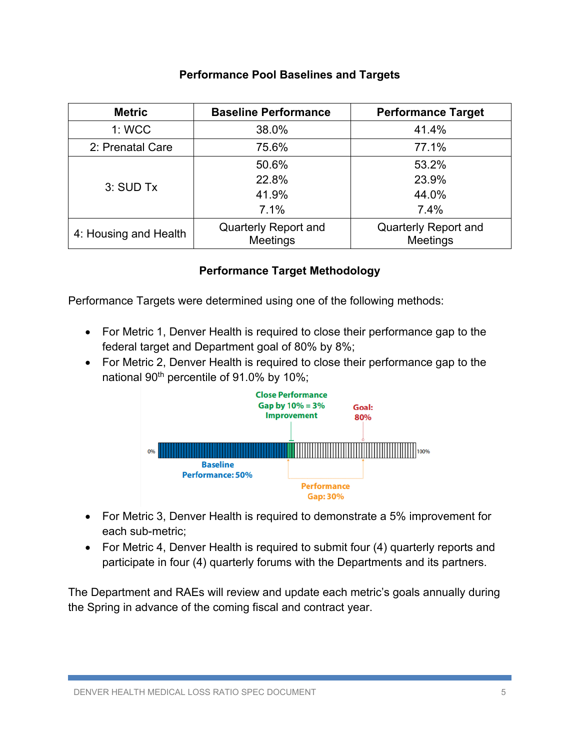## Performance Pool Baselines and Targets

| Metric | Baseline Performance | Performance Target |
| --- | --- | --- |
| 1: WCC | 38.0% | 41.4% |
| 2: Prenatal Care | 75.6% | 77.1% |
| 3: SUD Tx | 50.6%<br>22.8%<br>41.9%<br>7.1% | 53.2%<br>23.9%<br>44.0%<br>7.4% |
| 4: Housing and Health | Quarterly Report and Meetings | Quarterly Report and Meetings |

## Performance Target Methodology

Performance Targets were determined using one of the following methods:

- For Metric 1, Denver Health is required to close their performance gap to the federal target and Department goal of 80% by 8%;
- For Metric 2, Denver Health is required to close their performance gap to the national 90th percentile of 91.0% by 10%;

Close Performance Gap by 10% = 3% Improvement

Goal: 80%

0% — 100%

Baseline Performance: 50%

Performance Gap: 30%

- For Metric 3, Denver Health is required to demonstrate a 5% improvement for each sub-metric;
- For Metric 4, Denver Health is required to submit four (4) quarterly reports and participate in four (4) quarterly forums with the Departments and its partners.

The Department and RAEs will review and update each metric's goals annually during the Spring in advance of the coming fiscal and contract year.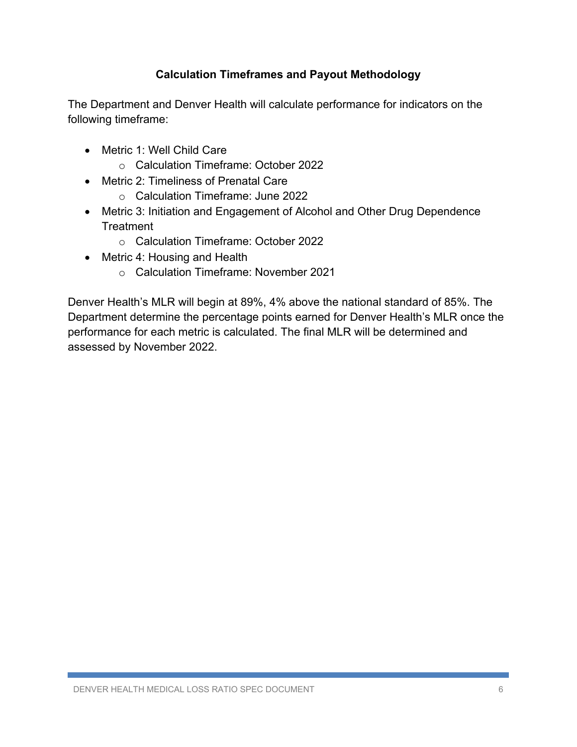## Calculation Timeframes and Payout Methodology

The Department and Denver Health will calculate performance for indicators on the following timeframe:

- Metric 1: Well Child Care
  - Calculation Timeframe: October 2022
- Metric 2: Timeliness of Prenatal Care
  - Calculation Timeframe: June 2022
- Metric 3: Initiation and Engagement of Alcohol and Other Drug Dependence Treatment
  - Calculation Timeframe: October 2022
- Metric 4: Housing and Health
  - Calculation Timeframe: November 2021

Denver Health's MLR will begin at 89%, 4% above the national standard of 85%. The Department determine the percentage points earned for Denver Health's MLR once the performance for each metric is calculated. The final MLR will be determined and assessed by November 2022.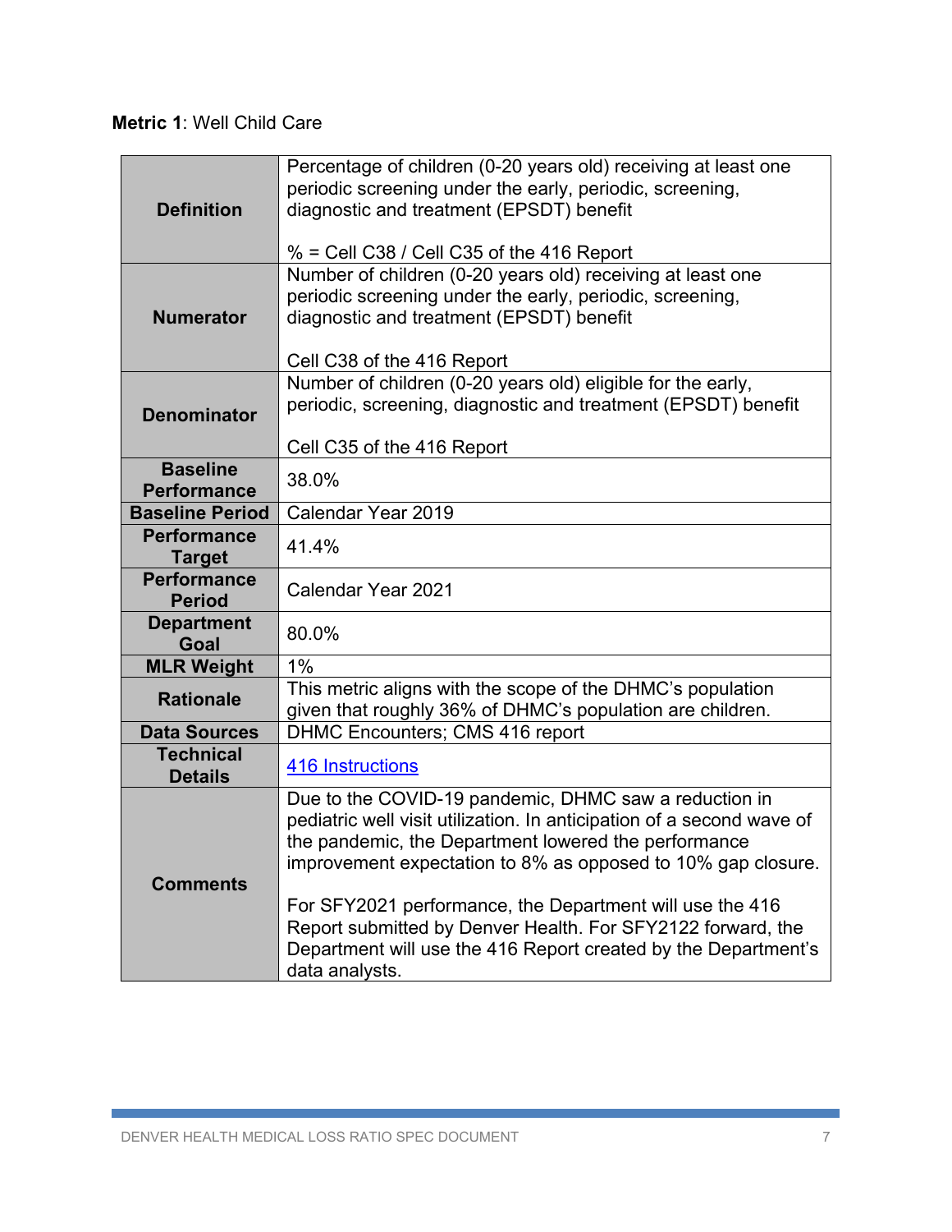**Metric 1**: Well Child Care

| | |
|---|---|
| **Definition** | Percentage of children (0-20 years old) receiving at least one periodic screening under the early, periodic, screening, diagnostic and treatment (EPSDT) benefit<br><br>% = Cell C38 / Cell C35 of the 416 Report |
| **Numerator** | Number of children (0-20 years old) receiving at least one periodic screening under the early, periodic, screening, diagnostic and treatment (EPSDT) benefit<br><br>Cell C38 of the 416 Report |
| **Denominator** | Number of children (0-20 years old) eligible for the early, periodic, screening, diagnostic and treatment (EPSDT) benefit<br><br>Cell C35 of the 416 Report |
| **Baseline Performance** | 38.0% |
| **Baseline Period** | Calendar Year 2019 |
| **Performance Target** | 41.4% |
| **Performance Period** | Calendar Year 2021 |
| **Department Goal** | 80.0% |
| **MLR Weight** | 1% |
| **Rationale** | This metric aligns with the scope of the DHMC's population given that roughly 36% of DHMC's population are children. |
| **Data Sources** | DHMC Encounters; CMS 416 report |
| **Technical Details** | 416 Instructions |
| **Comments** | Due to the COVID-19 pandemic, DHMC saw a reduction in pediatric well visit utilization. In anticipation of a second wave of the pandemic, the Department lowered the performance improvement expectation to 8% as opposed to 10% gap closure.<br><br>For SFY2021 performance, the Department will use the 416 Report submitted by Denver Health. For SFY2122 forward, the Department will use the 416 Report created by the Department's data analysts. |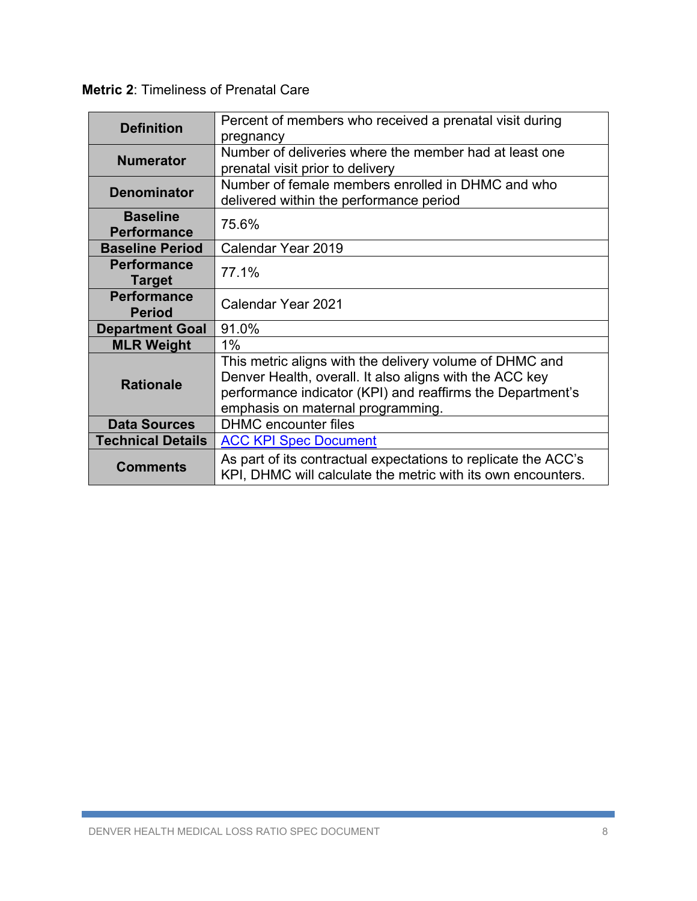**Metric 2**: Timeliness of Prenatal Care

| | |
|---|---|
| **Definition** | Percent of members who received a prenatal visit during pregnancy |
| **Numerator** | Number of deliveries where the member had at least one prenatal visit prior to delivery |
| **Denominator** | Number of female members enrolled in DHMC and who delivered within the performance period |
| **Baseline Performance** | 75.6% |
| **Baseline Period** | Calendar Year 2019 |
| **Performance Target** | 77.1% |
| **Performance Period** | Calendar Year 2021 |
| **Department Goal** | 91.0% |
| **MLR Weight** | 1% |
| **Rationale** | This metric aligns with the delivery volume of DHMC and Denver Health, overall. It also aligns with the ACC key performance indicator (KPI) and reaffirms the Department's emphasis on maternal programming. |
| **Data Sources** | DHMC encounter files |
| **Technical Details** | ACC KPI Spec Document |
| **Comments** | As part of its contractual expectations to replicate the ACC's KPI, DHMC will calculate the metric with its own encounters. |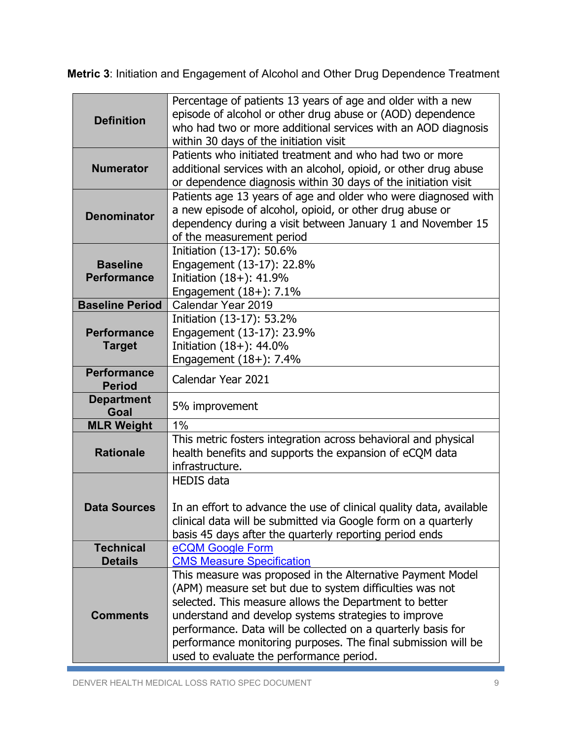**Metric 3**: Initiation and Engagement of Alcohol and Other Drug Dependence Treatment

| | |
|---|---|
| **Definition** | Percentage of patients 13 years of age and older with a new episode of alcohol or other drug abuse or (AOD) dependence who had two or more additional services with an AOD diagnosis within 30 days of the initiation visit |
| **Numerator** | Patients who initiated treatment and who had two or more additional services with an alcohol, opioid, or other drug abuse or dependence diagnosis within 30 days of the initiation visit |
| **Denominator** | Patients age 13 years of age and older who were diagnosed with a new episode of alcohol, opioid, or other drug abuse or dependency during a visit between January 1 and November 15 of the measurement period |
| **Baseline Performance** | Initiation (13-17): 50.6%<br>Engagement (13-17): 22.8%<br>Initiation (18+): 41.9%<br>Engagement (18+): 7.1% |
| **Baseline Period** | Calendar Year 2019 |
| **Performance Target** | Initiation (13-17): 53.2%<br>Engagement (13-17): 23.9%<br>Initiation (18+): 44.0%<br>Engagement (18+): 7.4% |
| **Performance Period** | Calendar Year 2021 |
| **Department Goal** | 5% improvement |
| **MLR Weight** | 1% |
| **Rationale** | This metric fosters integration across behavioral and physical health benefits and supports the expansion of eCQM data infrastructure. |
| **Data Sources** | HEDIS data<br><br>In an effort to advance the use of clinical quality data, available clinical data will be submitted via Google form on a quarterly basis 45 days after the quarterly reporting period ends |
| **Technical Details** | eCQM Google Form<br>CMS Measure Specification |
| **Comments** | This measure was proposed in the Alternative Payment Model (APM) measure set but due to system difficulties was not selected. This measure allows the Department to better understand and develop systems strategies to improve performance. Data will be collected on a quarterly basis for performance monitoring purposes. The final submission will be used to evaluate the performance period. |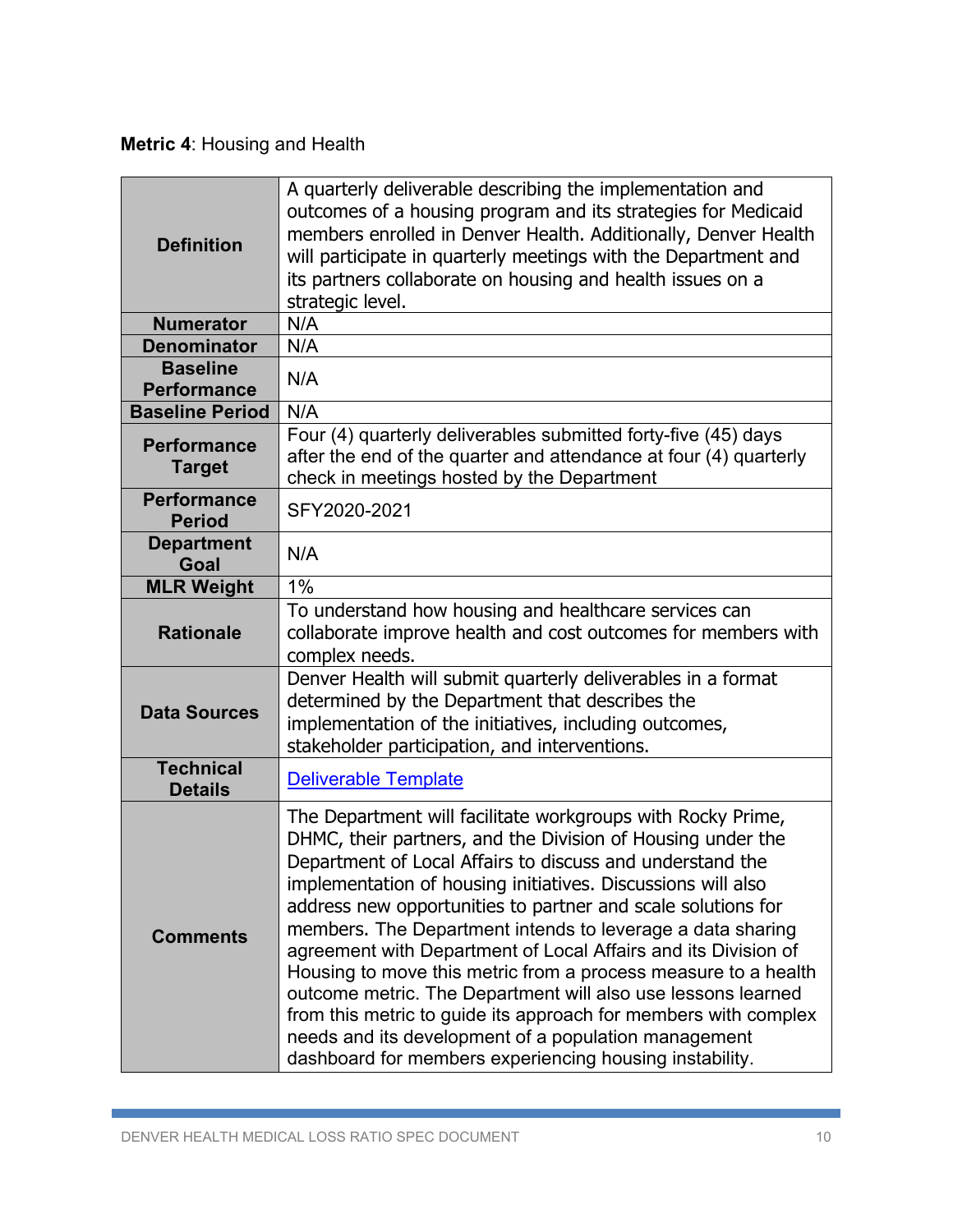**Metric 4**: Housing and Health

| | |
|---|---|
| **Definition** | A quarterly deliverable describing the implementation and outcomes of a housing program and its strategies for Medicaid members enrolled in Denver Health. Additionally, Denver Health will participate in quarterly meetings with the Department and its partners collaborate on housing and health issues on a strategic level. |
| **Numerator** | N/A |
| **Denominator** | N/A |
| **Baseline Performance** | N/A |
| **Baseline Period** | N/A |
| **Performance Target** | Four (4) quarterly deliverables submitted forty-five (45) days after the end of the quarter and attendance at four (4) quarterly check in meetings hosted by the Department |
| **Performance Period** | SFY2020-2021 |
| **Department Goal** | N/A |
| **MLR Weight** | 1% |
| **Rationale** | To understand how housing and healthcare services can collaborate improve health and cost outcomes for members with complex needs. |
| **Data Sources** | Denver Health will submit quarterly deliverables in a format determined by the Department that describes the implementation of the initiatives, including outcomes, stakeholder participation, and interventions. |
| **Technical Details** | Deliverable Template |
| **Comments** | The Department will facilitate workgroups with Rocky Prime, DHMC, their partners, and the Division of Housing under the Department of Local Affairs to discuss and understand the implementation of housing initiatives. Discussions will also address new opportunities to partner and scale solutions for members. The Department intends to leverage a data sharing agreement with Department of Local Affairs and its Division of Housing to move this metric from a process measure to a health outcome metric. The Department will also use lessons learned from this metric to guide its approach for members with complex needs and its development of a population management dashboard for members experiencing housing instability. |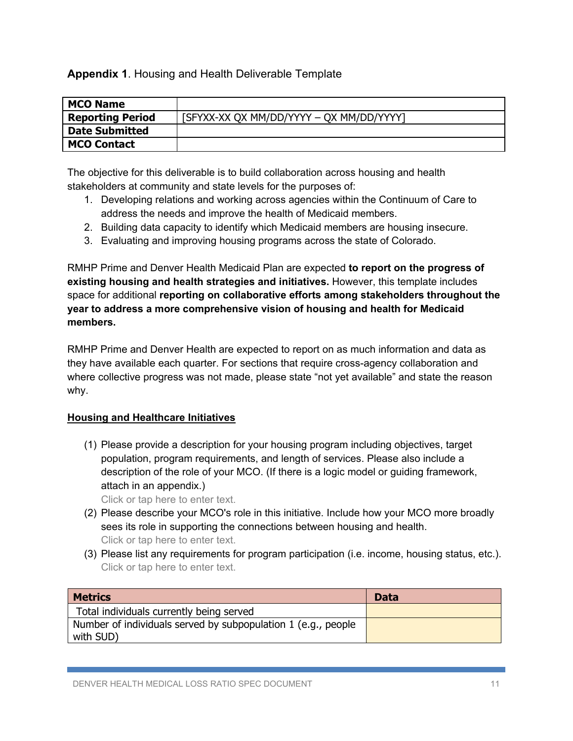**Appendix 1**. Housing and Health Deliverable Template

| **MCO Name** | |
|---|---|
| **Reporting Period** | [SFYXX-XX QX MM/DD/YYYY – QX MM/DD/YYYY] |
| **Date Submitted** | |
| **MCO Contact** | |

The objective for this deliverable is to build collaboration across housing and health stakeholders at community and state levels for the purposes of:

1. Developing relations and working across agencies within the Continuum of Care to address the needs and improve the health of Medicaid members.
2. Building data capacity to identify which Medicaid members are housing insecure.
3. Evaluating and improving housing programs across the state of Colorado.

RMHP Prime and Denver Health Medicaid Plan are expected **to report on the progress of existing housing and health strategies and initiatives.** However, this template includes space for additional **reporting on collaborative efforts among stakeholders throughout the year to address a more comprehensive vision of housing and health for Medicaid members.**

RMHP Prime and Denver Health are expected to report on as much information and data as they have available each quarter. For sections that require cross-agency collaboration and where collective progress was not made, please state "not yet available" and state the reason why.

**Housing and Healthcare Initiatives**

(1) Please provide a description for your housing program including objectives, target population, program requirements, and length of services. Please also include a description of the role of your MCO. (If there is a logic model or guiding framework, attach in an appendix.)
Click or tap here to enter text.

(2) Please describe your MCO's role in this initiative. Include how your MCO more broadly sees its role in supporting the connections between housing and health.
Click or tap here to enter text.

(3) Please list any requirements for program participation (i.e. income, housing status, etc.).
Click or tap here to enter text.

| **Metrics** | **Data** |
|---|---|
| Total individuals currently being served | |
| Number of individuals served by subpopulation 1 (e.g., people with SUD) | |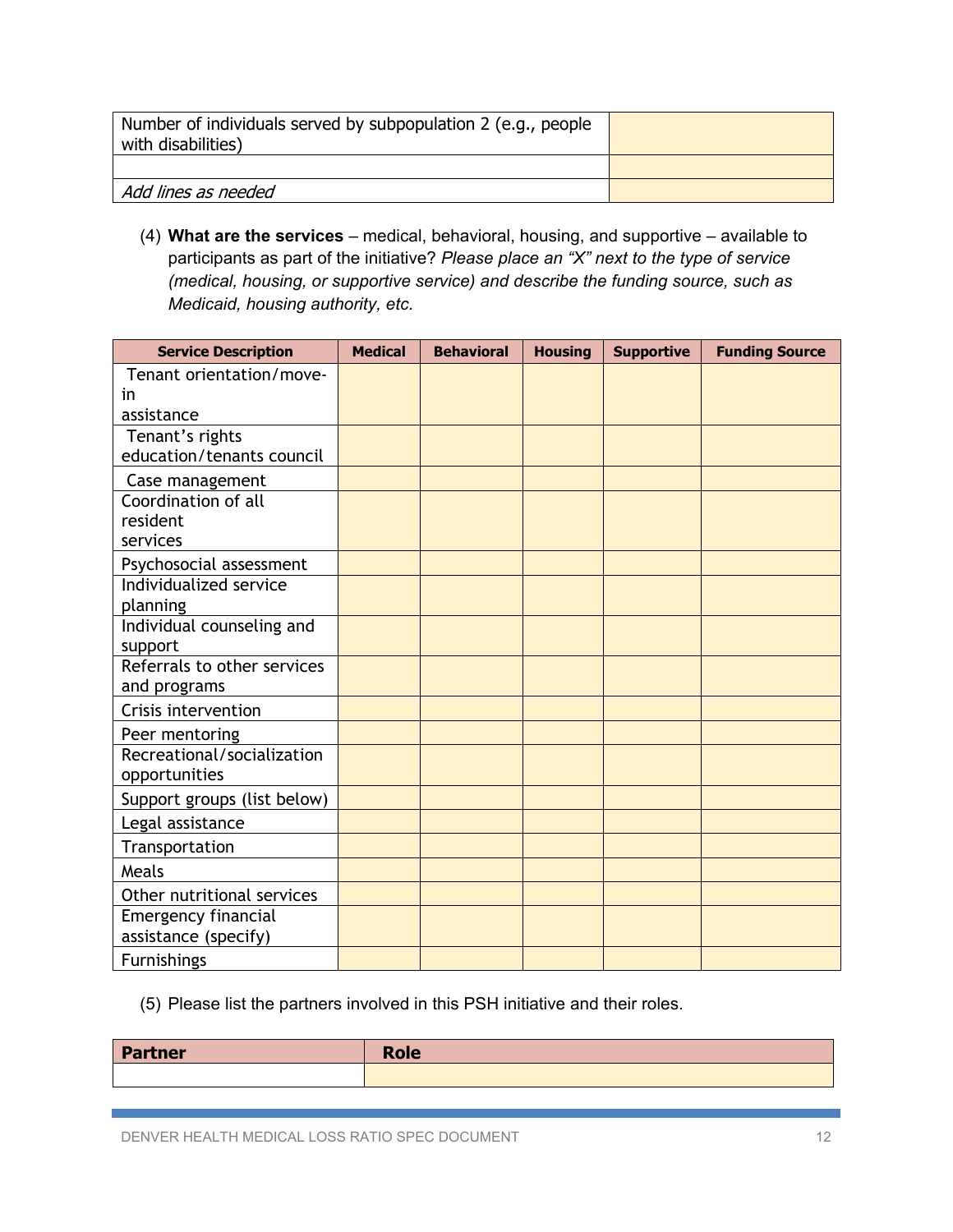| Number of individuals served by subpopulation 2 (e.g., people with disabilities) | |
|---|---|
| | |
| *Add lines as needed* | |

(4) **What are the services** – medical, behavioral, housing, and supportive – available to participants as part of the initiative? *Please place an "X" next to the type of service (medical, housing, or supportive service) and describe the funding source, such as Medicaid, housing authority, etc.*

| Service Description | Medical | Behavioral | Housing | Supportive | Funding Source |
|---|---|---|---|---|---|
| Tenant orientation/move-in assistance | | | | | |
| Tenant's rights education/tenants council | | | | | |
| Case management | | | | | |
| Coordination of all resident services | | | | | |
| Psychosocial assessment | | | | | |
| Individualized service planning | | | | | |
| Individual counseling and support | | | | | |
| Referrals to other services and programs | | | | | |
| Crisis intervention | | | | | |
| Peer mentoring | | | | | |
| Recreational/socialization opportunities | | | | | |
| Support groups (list below) | | | | | |
| Legal assistance | | | | | |
| Transportation | | | | | |
| Meals | | | | | |
| Other nutritional services | | | | | |
| Emergency financial assistance (specify) | | | | | |
| Furnishings | | | | | |

(5) Please list the partners involved in this PSH initiative and their roles.

| Partner | Role |
|---|---|
| | |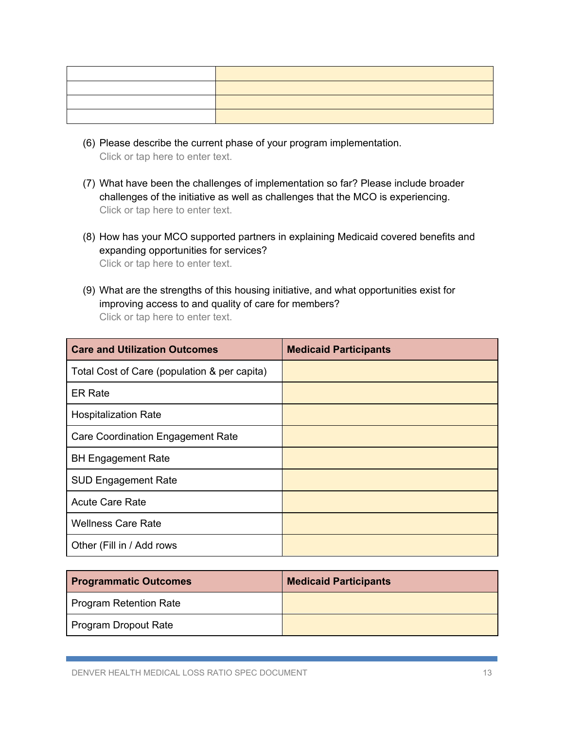| | |
|---|---|
| | |
| | |
| | |
| | |

(6) Please describe the current phase of your program implementation.
Click or tap here to enter text.

(7) What have been the challenges of implementation so far? Please include broader challenges of the initiative as well as challenges that the MCO is experiencing.
Click or tap here to enter text.

(8) How has your MCO supported partners in explaining Medicaid covered benefits and expanding opportunities for services?
Click or tap here to enter text.

(9) What are the strengths of this housing initiative, and what opportunities exist for improving access to and quality of care for members?
Click or tap here to enter text.

| **Care and Utilization Outcomes** | **Medicaid Participants** |
|---|---|
| Total Cost of Care (population & per capita) | |
| ER Rate | |
| Hospitalization Rate | |
| Care Coordination Engagement Rate | |
| BH Engagement Rate | |
| SUD Engagement Rate | |
| Acute Care Rate | |
| Wellness Care Rate | |
| Other (Fill in / Add rows | |

| **Programmatic Outcomes** | **Medicaid Participants** |
|---|---|
| Program Retention Rate | |
| Program Dropout Rate | |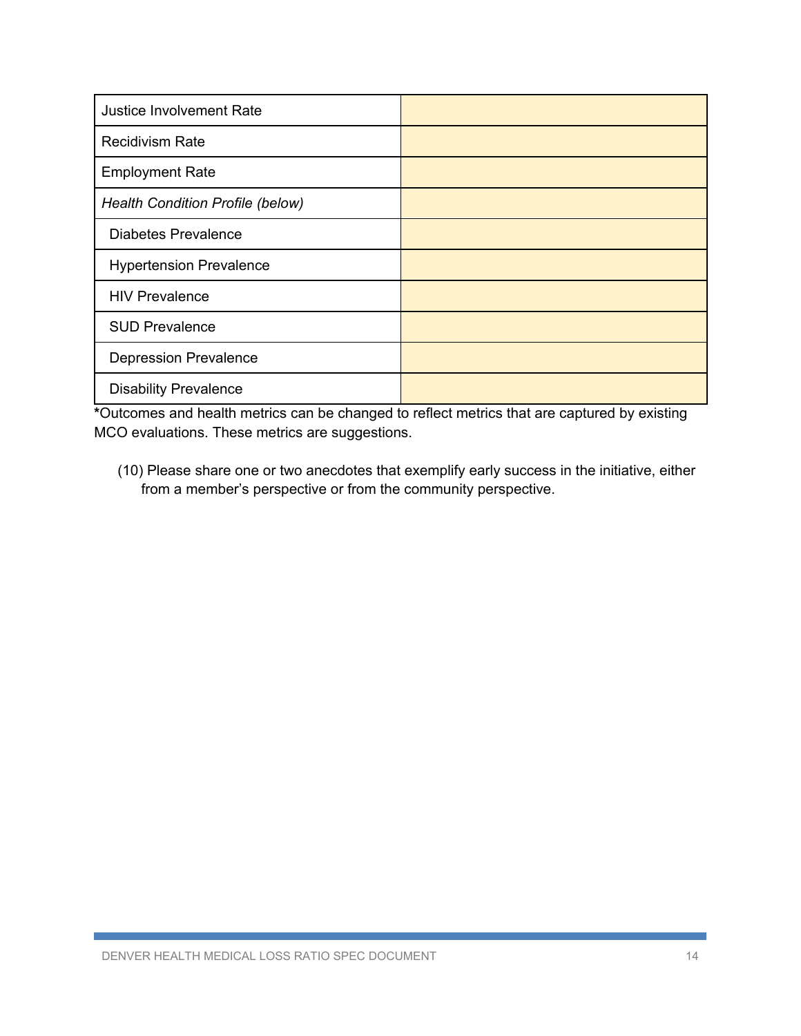| | |
|---|---|
| Justice Involvement Rate | |
| Recidivism Rate | |
| Employment Rate | |
| *Health Condition Profile (below)* | |
| Diabetes Prevalence | |
| Hypertension Prevalence | |
| HIV Prevalence | |
| SUD Prevalence | |
| Depression Prevalence | |
| Disability Prevalence | |

***Outcomes and health metrics can be changed to reflect metrics that are captured by existing MCO evaluations. These metrics are suggestions.

(10) Please share one or two anecdotes that exemplify early success in the initiative, either from a member's perspective or from the community perspective.